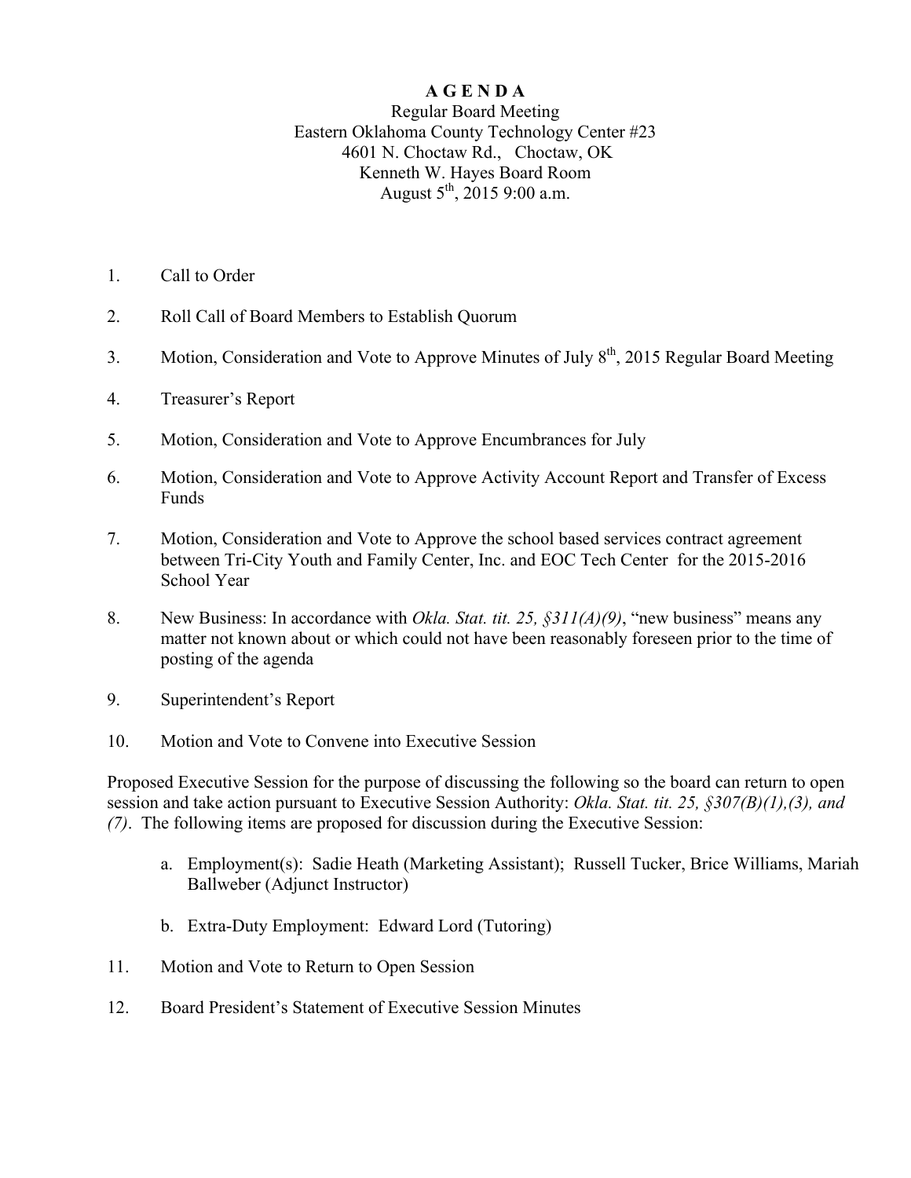# A G E N D A

Regular Board Meeting
Eastern Oklahoma County Technology Center #23
4601 N. Choctaw Rd., Choctaw, OK
Kenneth W. Hayes Board Room
August 5th, 2015 9:00 a.m.

1. Call to Order

2. Roll Call of Board Members to Establish Quorum

3. Motion, Consideration and Vote to Approve Minutes of July 8th, 2015 Regular Board Meeting

4. Treasurer's Report

5. Motion, Consideration and Vote to Approve Encumbrances for July

6. Motion, Consideration and Vote to Approve Activity Account Report and Transfer of Excess Funds

7. Motion, Consideration and Vote to Approve the school based services contract agreement between Tri-City Youth and Family Center, Inc. and EOC Tech Center for the 2015-2016 School Year

8. New Business: In accordance with *Okla. Stat. tit. 25, §311(A)(9)*, "new business" means any matter not known about or which could not have been reasonably foreseen prior to the time of posting of the agenda

9. Superintendent's Report

10. Motion and Vote to Convene into Executive Session

Proposed Executive Session for the purpose of discussing the following so the board can return to open session and take action pursuant to Executive Session Authority: *Okla. Stat. tit. 25, §307(B)(1),(3), and (7)*. The following items are proposed for discussion during the Executive Session:

   a. Employment(s): Sadie Heath (Marketing Assistant); Russell Tucker, Brice Williams, Mariah Ballweber (Adjunct Instructor)

   b. Extra-Duty Employment: Edward Lord (Tutoring)

11. Motion and Vote to Return to Open Session

12. Board President's Statement of Executive Session Minutes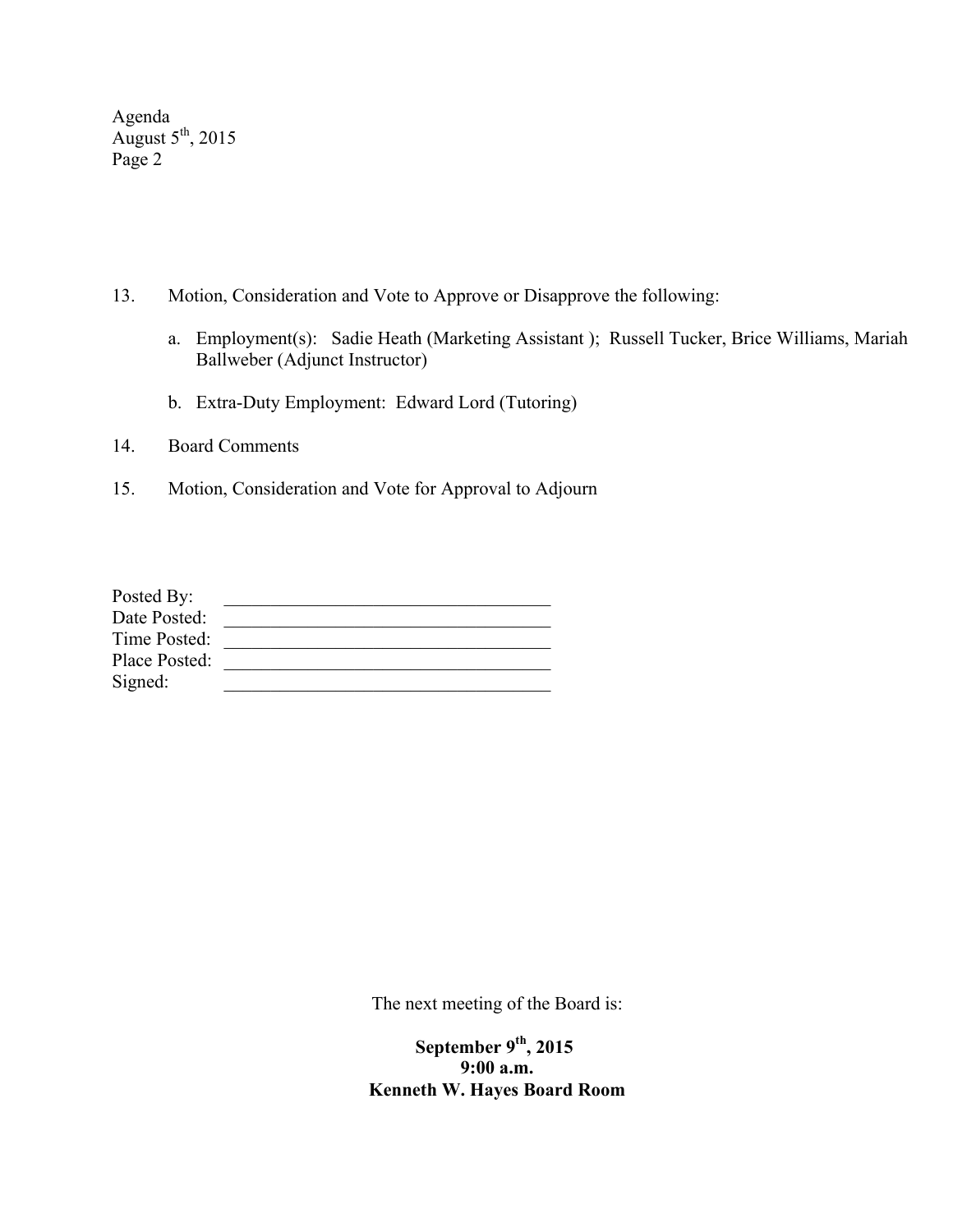13. Motion, Consideration and Vote to Approve or Disapprove the following:

    a. Employment(s): Sadie Heath (Marketing Assistant ); Russell Tucker, Brice Williams, Mariah Ballweber (Adjunct Instructor)

    b. Extra-Duty Employment: Edward Lord (Tutoring)

14. Board Comments

15. Motion, Consideration and Vote for Approval to Adjourn

Posted By: ___________________________________
Date Posted: ___________________________________
Time Posted: ___________________________________
Place Posted: ___________________________________
Signed: ___________________________________

The next meeting of the Board is:

**September 9th, 2015**
**9:00 a.m.**
**Kenneth W. Hayes Board Room**